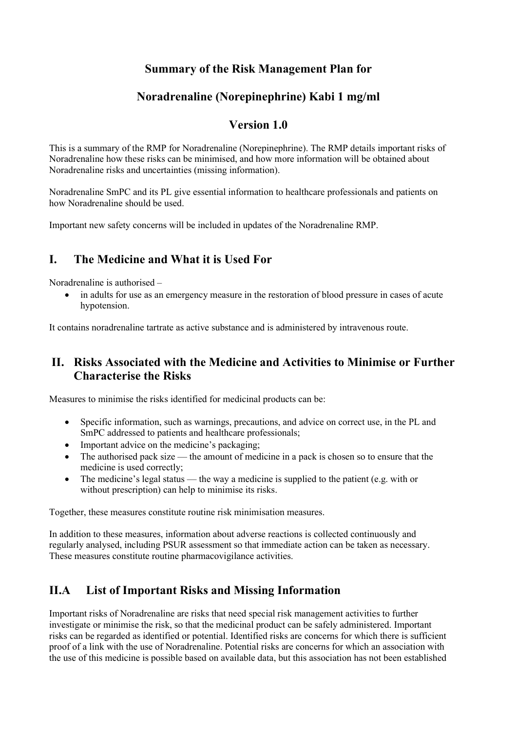# Summary of the Risk Management Plan for

# Noradrenaline (Norepinephrine) Kabi 1 mg/ml

# Version 1.0

This is a summary of the RMP for Noradrenaline (Norepinephrine). The RMP details important risks of Noradrenaline how these risks can be minimised, and how more information will be obtained about Noradrenaline risks and uncertainties (missing information).

Noradrenaline SmPC and its PL give essential information to healthcare professionals and patients on how Noradrenaline should be used.

Important new safety concerns will be included in updates of the Noradrenaline RMP.

## I. The Medicine and What it is Used For

Noradrenaline is authorised –

- in adults for use as an emergency measure in the restoration of blood pressure in cases of acute hypotension.

It contains noradrenaline tartrate as active substance and is administered by intravenous route.

## II. Risks Associated with the Medicine and Activities to Minimise or Further Characterise the Risks

Measures to minimise the risks identified for medicinal products can be:

- Specific information, such as warnings, precautions, and advice on correct use, in the PL and SmPC addressed to patients and healthcare professionals;
- Important advice on the medicine's packaging;
- The authorised pack size — the amount of medicine in a pack is chosen so to ensure that the medicine is used correctly;
- The medicine's legal status — the way a medicine is supplied to the patient (e.g. with or without prescription) can help to minimise its risks.

Together, these measures constitute routine risk minimisation measures.

In addition to these measures, information about adverse reactions is collected continuously and regularly analysed, including PSUR assessment so that immediate action can be taken as necessary. These measures constitute routine pharmacovigilance activities.

## II.A List of Important Risks and Missing Information

Important risks of Noradrenaline are risks that need special risk management activities to further investigate or minimise the risk, so that the medicinal product can be safely administered. Important risks can be regarded as identified or potential. Identified risks are concerns for which there is sufficient proof of a link with the use of Noradrenaline. Potential risks are concerns for which an association with the use of this medicine is possible based on available data, but this association has not been established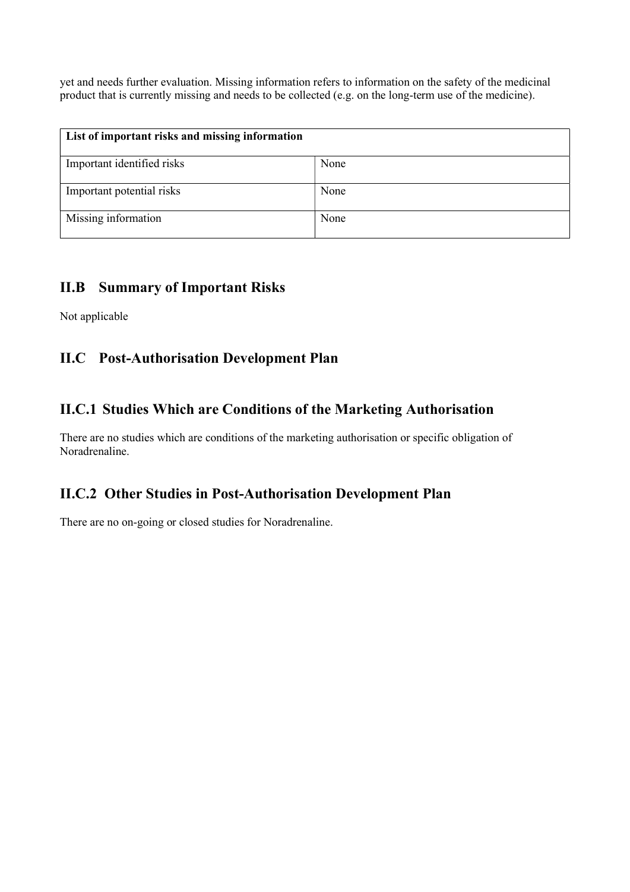yet and needs further evaluation. Missing information refers to information on the safety of the medicinal product that is currently missing and needs to be collected (e.g. on the long-term use of the medicine).

| **List of important risks and missing information** | |
|---|---|
| Important identified risks | None |
| Important potential risks | None |
| Missing information | None |

## II.B Summary of Important Risks

Not applicable

## II.C Post-Authorisation Development Plan

## II.C.1 Studies Which are Conditions of the Marketing Authorisation

There are no studies which are conditions of the marketing authorisation or specific obligation of Noradrenaline.

## II.C.2 Other Studies in Post-Authorisation Development Plan

There are no on-going or closed studies for Noradrenaline.